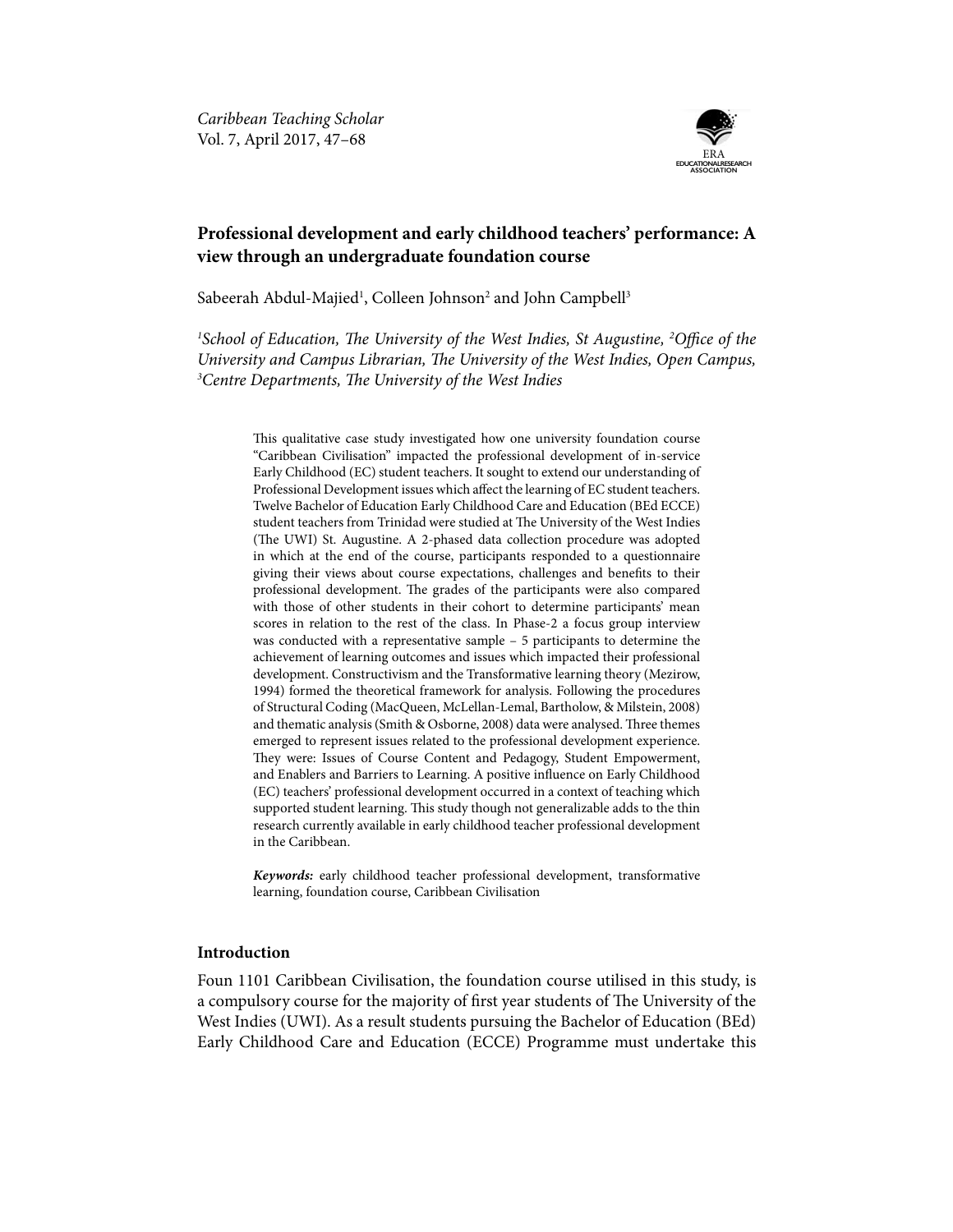# Professional development and early childhood teachers' performance: A view through an undergraduate foundation course

Sabeerah Abdul-Majied[1], Colleen Johnson[2] and John Campbell[3]

*[1]School of Education, The University of the West Indies, St Augustine, [2]Office of the University and Campus Librarian, The University of the West Indies, Open Campus, [3]Centre Departments, The University of the West Indies*

This qualitative case study investigated how one university foundation course "Caribbean Civilisation" impacted the professional development of in-service Early Childhood (EC) student teachers. It sought to extend our understanding of Professional Development issues which affect the learning of EC student teachers. Twelve Bachelor of Education Early Childhood Care and Education (BEd ECCE) student teachers from Trinidad were studied at The University of the West Indies (The UWI) St. Augustine. A 2-phased data collection procedure was adopted in which at the end of the course, participants responded to a questionnaire giving their views about course expectations, challenges and benefits to their professional development. The grades of the participants were also compared with those of other students in their cohort to determine participants' mean scores in relation to the rest of the class. In Phase-2 a focus group interview was conducted with a representative sample – 5 participants to determine the achievement of learning outcomes and issues which impacted their professional development. Constructivism and the Transformative learning theory (Mezirow, 1994) formed the theoretical framework for analysis. Following the procedures of Structural Coding (MacQueen, McLellan-Lemal, Bartholow, & Milstein, 2008) and thematic analysis (Smith & Osborne, 2008) data were analysed. Three themes emerged to represent issues related to the professional development experience. They were: Issues of Course Content and Pedagogy, Student Empowerment, and Enablers and Barriers to Learning. A positive influence on Early Childhood (EC) teachers' professional development occurred in a context of teaching which supported student learning. This study though not generalizable adds to the thin research currently available in early childhood teacher professional development in the Caribbean.

***Keywords:*** early childhood teacher professional development, transformative learning, foundation course, Caribbean Civilisation

## Introduction

Foun 1101 Caribbean Civilisation, the foundation course utilised in this study, is a compulsory course for the majority of first year students of The University of the West Indies (UWI). As a result students pursuing the Bachelor of Education (BEd) Early Childhood Care and Education (ECCE) Programme must undertake this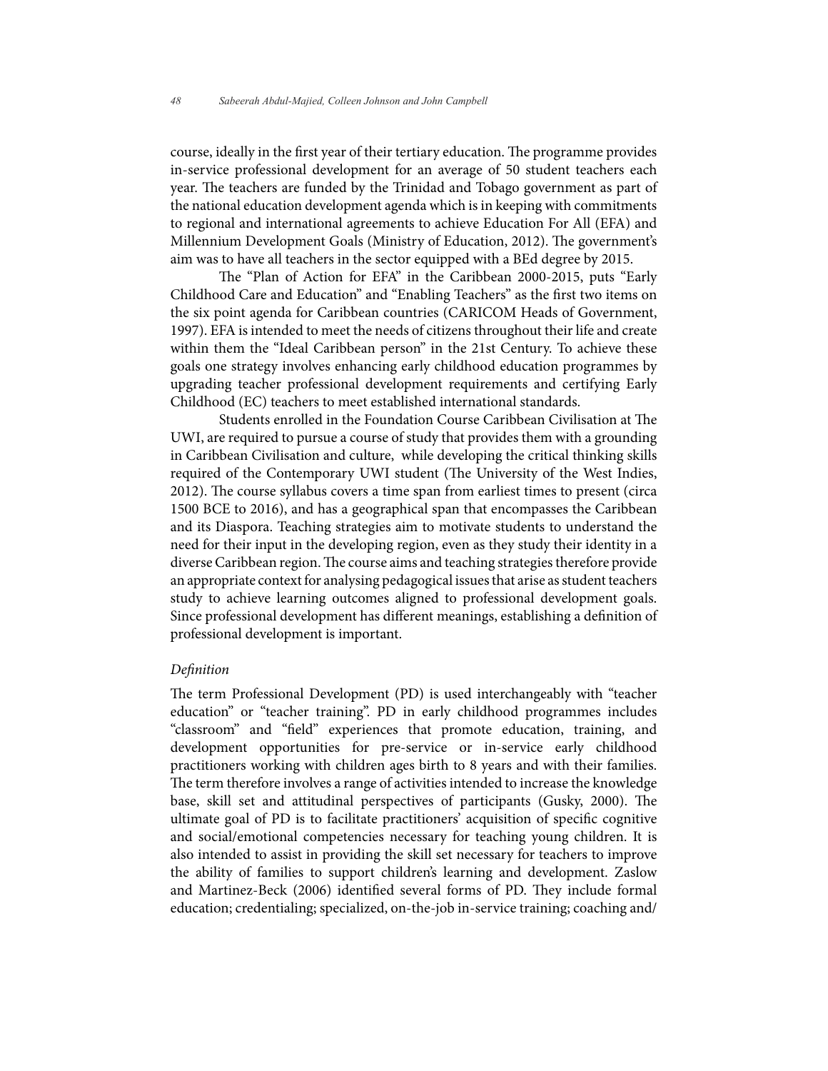course, ideally in the first year of their tertiary education. The programme provides in-service professional development for an average of 50 student teachers each year. The teachers are funded by the Trinidad and Tobago government as part of the national education development agenda which is in keeping with commitments to regional and international agreements to achieve Education For All (EFA) and Millennium Development Goals (Ministry of Education, 2012). The government's aim was to have all teachers in the sector equipped with a BEd degree by 2015.

The "Plan of Action for EFA" in the Caribbean 2000-2015, puts "Early Childhood Care and Education" and "Enabling Teachers" as the first two items on the six point agenda for Caribbean countries (CARICOM Heads of Government, 1997). EFA is intended to meet the needs of citizens throughout their life and create within them the "Ideal Caribbean person" in the 21st Century. To achieve these goals one strategy involves enhancing early childhood education programmes by upgrading teacher professional development requirements and certifying Early Childhood (EC) teachers to meet established international standards.

Students enrolled in the Foundation Course Caribbean Civilisation at The UWI, are required to pursue a course of study that provides them with a grounding in Caribbean Civilisation and culture, while developing the critical thinking skills required of the Contemporary UWI student (The University of the West Indies, 2012). The course syllabus covers a time span from earliest times to present (circa 1500 BCE to 2016), and has a geographical span that encompasses the Caribbean and its Diaspora. Teaching strategies aim to motivate students to understand the need for their input in the developing region, even as they study their identity in a diverse Caribbean region. The course aims and teaching strategies therefore provide an appropriate context for analysing pedagogical issues that arise as student teachers study to achieve learning outcomes aligned to professional development goals. Since professional development has different meanings, establishing a definition of professional development is important.

*Definition*

The term Professional Development (PD) is used interchangeably with "teacher education" or "teacher training". PD in early childhood programmes includes "classroom" and "field" experiences that promote education, training, and development opportunities for pre-service or in-service early childhood practitioners working with children ages birth to 8 years and with their families. The term therefore involves a range of activities intended to increase the knowledge base, skill set and attitudinal perspectives of participants (Gusky, 2000). The ultimate goal of PD is to facilitate practitioners' acquisition of specific cognitive and social/emotional competencies necessary for teaching young children. It is also intended to assist in providing the skill set necessary for teachers to improve the ability of families to support children's learning and development. Zaslow and Martinez-Beck (2006) identified several forms of PD. They include formal education; credentialing; specialized, on-the-job in-service training; coaching and/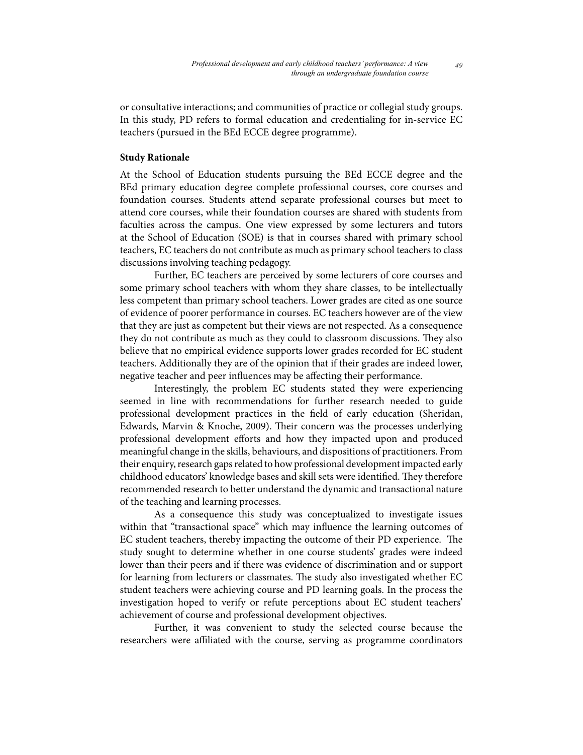or consultative interactions; and communities of practice or collegial study groups. In this study, PD refers to formal education and credentialing for in-service EC teachers (pursued in the BEd ECCE degree programme).

**Study Rationale**

At the School of Education students pursuing the BEd ECCE degree and the BEd primary education degree complete professional courses, core courses and foundation courses. Students attend separate professional courses but meet to attend core courses, while their foundation courses are shared with students from faculties across the campus. One view expressed by some lecturers and tutors at the School of Education (SOE) is that in courses shared with primary school teachers, EC teachers do not contribute as much as primary school teachers to class discussions involving teaching pedagogy.

Further, EC teachers are perceived by some lecturers of core courses and some primary school teachers with whom they share classes, to be intellectually less competent than primary school teachers. Lower grades are cited as one source of evidence of poorer performance in courses. EC teachers however are of the view that they are just as competent but their views are not respected. As a consequence they do not contribute as much as they could to classroom discussions. They also believe that no empirical evidence supports lower grades recorded for EC student teachers. Additionally they are of the opinion that if their grades are indeed lower, negative teacher and peer influences may be affecting their performance.

Interestingly, the problem EC students stated they were experiencing seemed in line with recommendations for further research needed to guide professional development practices in the field of early education (Sheridan, Edwards, Marvin & Knoche, 2009). Their concern was the processes underlying professional development efforts and how they impacted upon and produced meaningful change in the skills, behaviours, and dispositions of practitioners. From their enquiry, research gaps related to how professional development impacted early childhood educators' knowledge bases and skill sets were identified. They therefore recommended research to better understand the dynamic and transactional nature of the teaching and learning processes.

As a consequence this study was conceptualized to investigate issues within that "transactional space" which may influence the learning outcomes of EC student teachers, thereby impacting the outcome of their PD experience. The study sought to determine whether in one course students' grades were indeed lower than their peers and if there was evidence of discrimination and or support for learning from lecturers or classmates. The study also investigated whether EC student teachers were achieving course and PD learning goals. In the process the investigation hoped to verify or refute perceptions about EC student teachers' achievement of course and professional development objectives.

Further, it was convenient to study the selected course because the researchers were affiliated with the course, serving as programme coordinators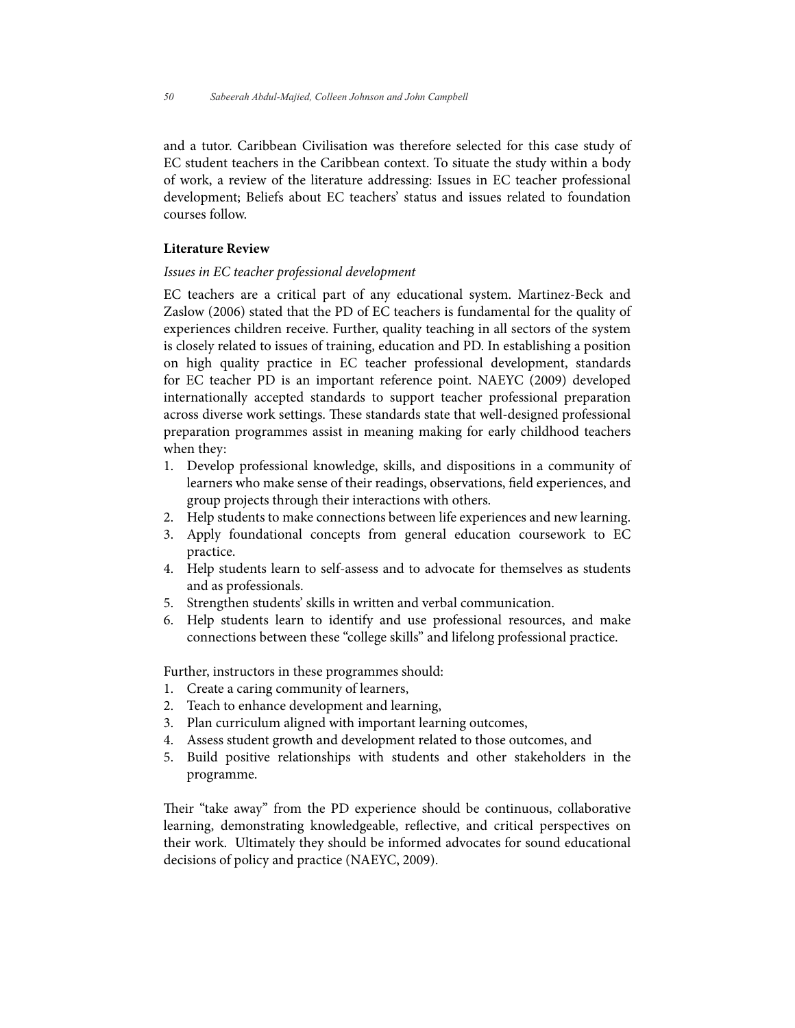and a tutor. Caribbean Civilisation was therefore selected for this case study of EC student teachers in the Caribbean context. To situate the study within a body of work, a review of the literature addressing: Issues in EC teacher professional development; Beliefs about EC teachers' status and issues related to foundation courses follow.

## Literature Review

### *Issues in EC teacher professional development*

EC teachers are a critical part of any educational system. Martinez-Beck and Zaslow (2006) stated that the PD of EC teachers is fundamental for the quality of experiences children receive. Further, quality teaching in all sectors of the system is closely related to issues of training, education and PD. In establishing a position on high quality practice in EC teacher professional development, standards for EC teacher PD is an important reference point. NAEYC (2009) developed internationally accepted standards to support teacher professional preparation across diverse work settings. These standards state that well-designed professional preparation programmes assist in meaning making for early childhood teachers when they:

1. Develop professional knowledge, skills, and dispositions in a community of learners who make sense of their readings, observations, field experiences, and group projects through their interactions with others.
2. Help students to make connections between life experiences and new learning.
3. Apply foundational concepts from general education coursework to EC practice.
4. Help students learn to self-assess and to advocate for themselves as students and as professionals.
5. Strengthen students' skills in written and verbal communication.
6. Help students learn to identify and use professional resources, and make connections between these "college skills" and lifelong professional practice.

Further, instructors in these programmes should:

1. Create a caring community of learners,
2. Teach to enhance development and learning,
3. Plan curriculum aligned with important learning outcomes,
4. Assess student growth and development related to those outcomes, and
5. Build positive relationships with students and other stakeholders in the programme.

Their "take away" from the PD experience should be continuous, collaborative learning, demonstrating knowledgeable, reflective, and critical perspectives on their work. Ultimately they should be informed advocates for sound educational decisions of policy and practice (NAEYC, 2009).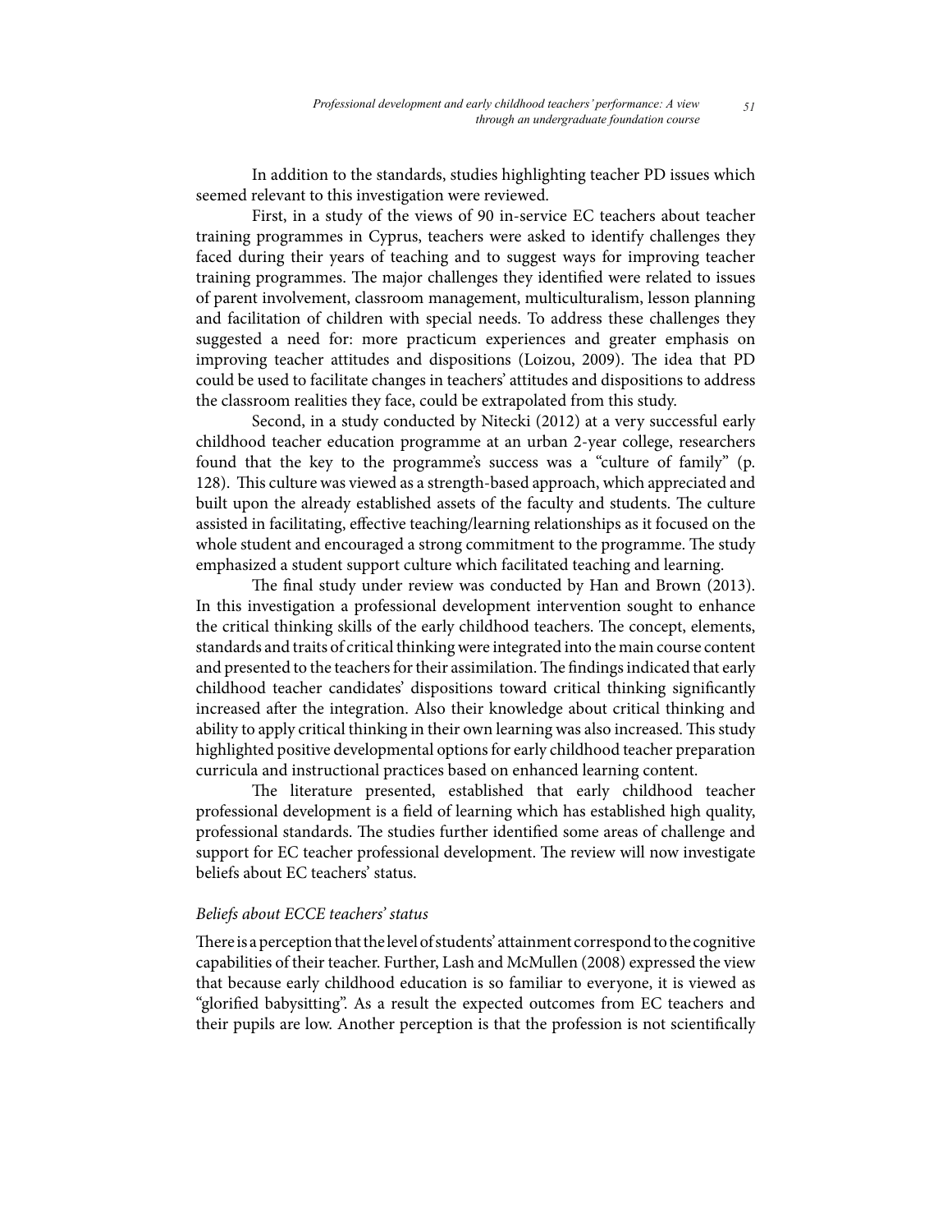In addition to the standards, studies highlighting teacher PD issues which seemed relevant to this investigation were reviewed.

First, in a study of the views of 90 in-service EC teachers about teacher training programmes in Cyprus, teachers were asked to identify challenges they faced during their years of teaching and to suggest ways for improving teacher training programmes. The major challenges they identified were related to issues of parent involvement, classroom management, multiculturalism, lesson planning and facilitation of children with special needs. To address these challenges they suggested a need for: more practicum experiences and greater emphasis on improving teacher attitudes and dispositions (Loizou, 2009). The idea that PD could be used to facilitate changes in teachers' attitudes and dispositions to address the classroom realities they face, could be extrapolated from this study.

Second, in a study conducted by Nitecki (2012) at a very successful early childhood teacher education programme at an urban 2-year college, researchers found that the key to the programme's success was a "culture of family" (p. 128). This culture was viewed as a strength-based approach, which appreciated and built upon the already established assets of the faculty and students. The culture assisted in facilitating, effective teaching/learning relationships as it focused on the whole student and encouraged a strong commitment to the programme. The study emphasized a student support culture which facilitated teaching and learning.

The final study under review was conducted by Han and Brown (2013). In this investigation a professional development intervention sought to enhance the critical thinking skills of the early childhood teachers. The concept, elements, standards and traits of critical thinking were integrated into the main course content and presented to the teachers for their assimilation. The findings indicated that early childhood teacher candidates' dispositions toward critical thinking significantly increased after the integration. Also their knowledge about critical thinking and ability to apply critical thinking in their own learning was also increased. This study highlighted positive developmental options for early childhood teacher preparation curricula and instructional practices based on enhanced learning content.

The literature presented, established that early childhood teacher professional development is a field of learning which has established high quality, professional standards. The studies further identified some areas of challenge and support for EC teacher professional development. The review will now investigate beliefs about EC teachers' status.

### *Beliefs about ECCE teachers' status*

There is a perception that the level of students' attainment correspond to the cognitive capabilities of their teacher. Further, Lash and McMullen (2008) expressed the view that because early childhood education is so familiar to everyone, it is viewed as "glorified babysitting". As a result the expected outcomes from EC teachers and their pupils are low. Another perception is that the profession is not scientifically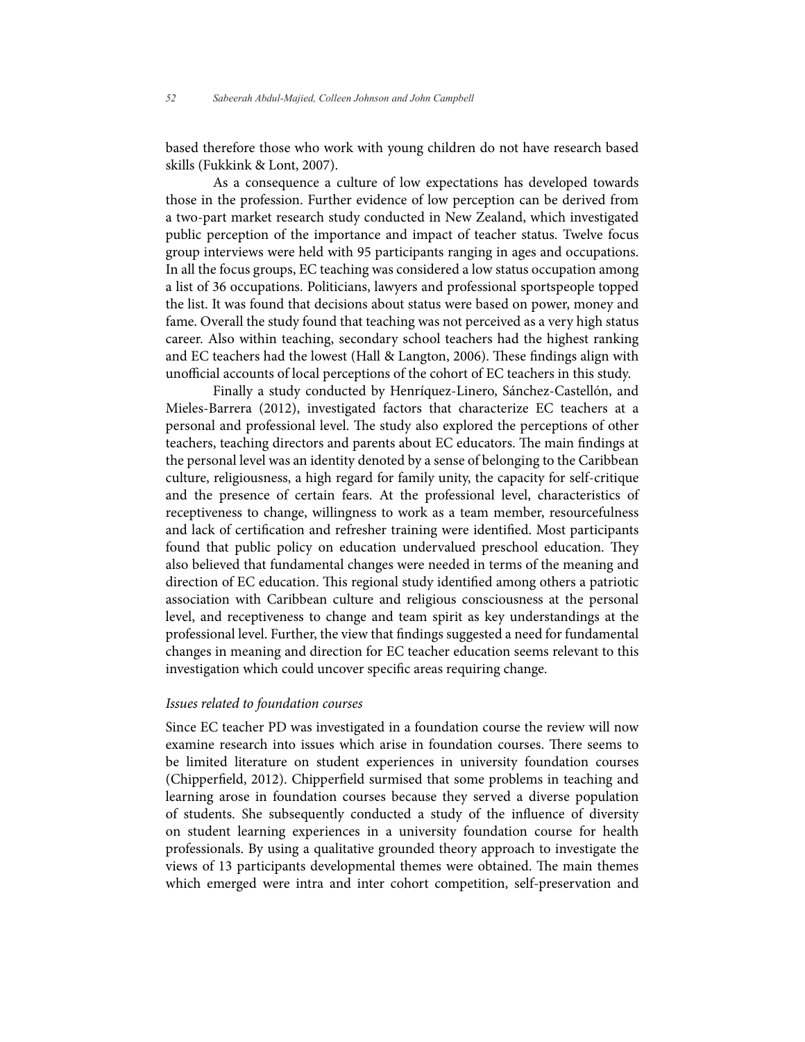based therefore those who work with young children do not have research based skills (Fukkink & Lont, 2007).

As a consequence a culture of low expectations has developed towards those in the profession. Further evidence of low perception can be derived from a two-part market research study conducted in New Zealand, which investigated public perception of the importance and impact of teacher status. Twelve focus group interviews were held with 95 participants ranging in ages and occupations. In all the focus groups, EC teaching was considered a low status occupation among a list of 36 occupations. Politicians, lawyers and professional sportspeople topped the list. It was found that decisions about status were based on power, money and fame. Overall the study found that teaching was not perceived as a very high status career. Also within teaching, secondary school teachers had the highest ranking and EC teachers had the lowest (Hall & Langton, 2006). These findings align with unofficial accounts of local perceptions of the cohort of EC teachers in this study.

Finally a study conducted by Henríquez-Linero, Sánchez-Castellón, and Mieles-Barrera (2012), investigated factors that characterize EC teachers at a personal and professional level. The study also explored the perceptions of other teachers, teaching directors and parents about EC educators. The main findings at the personal level was an identity denoted by a sense of belonging to the Caribbean culture, religiousness, a high regard for family unity, the capacity for self-critique and the presence of certain fears. At the professional level, characteristics of receptiveness to change, willingness to work as a team member, resourcefulness and lack of certification and refresher training were identified. Most participants found that public policy on education undervalued preschool education. They also believed that fundamental changes were needed in terms of the meaning and direction of EC education. This regional study identified among others a patriotic association with Caribbean culture and religious consciousness at the personal level, and receptiveness to change and team spirit as key understandings at the professional level. Further, the view that findings suggested a need for fundamental changes in meaning and direction for EC teacher education seems relevant to this investigation which could uncover specific areas requiring change.

*Issues related to foundation courses*

Since EC teacher PD was investigated in a foundation course the review will now examine research into issues which arise in foundation courses. There seems to be limited literature on student experiences in university foundation courses (Chipperfield, 2012). Chipperfield surmised that some problems in teaching and learning arose in foundation courses because they served a diverse population of students. She subsequently conducted a study of the influence of diversity on student learning experiences in a university foundation course for health professionals. By using a qualitative grounded theory approach to investigate the views of 13 participants developmental themes were obtained. The main themes which emerged were intra and inter cohort competition, self-preservation and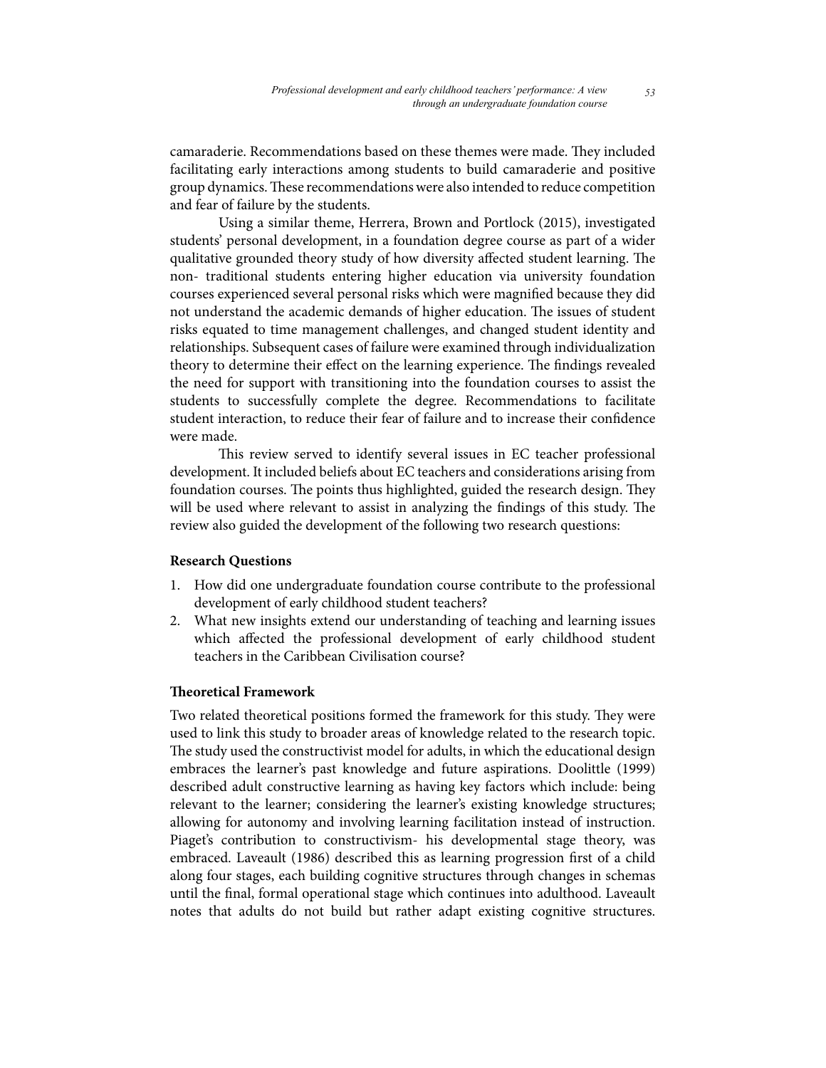camaraderie. Recommendations based on these themes were made. They included facilitating early interactions among students to build camaraderie and positive group dynamics. These recommendations were also intended to reduce competition and fear of failure by the students.

Using a similar theme, Herrera, Brown and Portlock (2015), investigated students' personal development, in a foundation degree course as part of a wider qualitative grounded theory study of how diversity affected student learning. The non- traditional students entering higher education via university foundation courses experienced several personal risks which were magnified because they did not understand the academic demands of higher education. The issues of student risks equated to time management challenges, and changed student identity and relationships. Subsequent cases of failure were examined through individualization theory to determine their effect on the learning experience. The findings revealed the need for support with transitioning into the foundation courses to assist the students to successfully complete the degree. Recommendations to facilitate student interaction, to reduce their fear of failure and to increase their confidence were made.

This review served to identify several issues in EC teacher professional development. It included beliefs about EC teachers and considerations arising from foundation courses. The points thus highlighted, guided the research design. They will be used where relevant to assist in analyzing the findings of this study. The review also guided the development of the following two research questions:

**Research Questions**

1. How did one undergraduate foundation course contribute to the professional development of early childhood student teachers?
2. What new insights extend our understanding of teaching and learning issues which affected the professional development of early childhood student teachers in the Caribbean Civilisation course?

**Theoretical Framework**

Two related theoretical positions formed the framework for this study. They were used to link this study to broader areas of knowledge related to the research topic. The study used the constructivist model for adults, in which the educational design embraces the learner's past knowledge and future aspirations. Doolittle (1999) described adult constructive learning as having key factors which include: being relevant to the learner; considering the learner's existing knowledge structures; allowing for autonomy and involving learning facilitation instead of instruction. Piaget's contribution to constructivism- his developmental stage theory, was embraced. Laveault (1986) described this as learning progression first of a child along four stages, each building cognitive structures through changes in schemas until the final, formal operational stage which continues into adulthood. Laveault notes that adults do not build but rather adapt existing cognitive structures.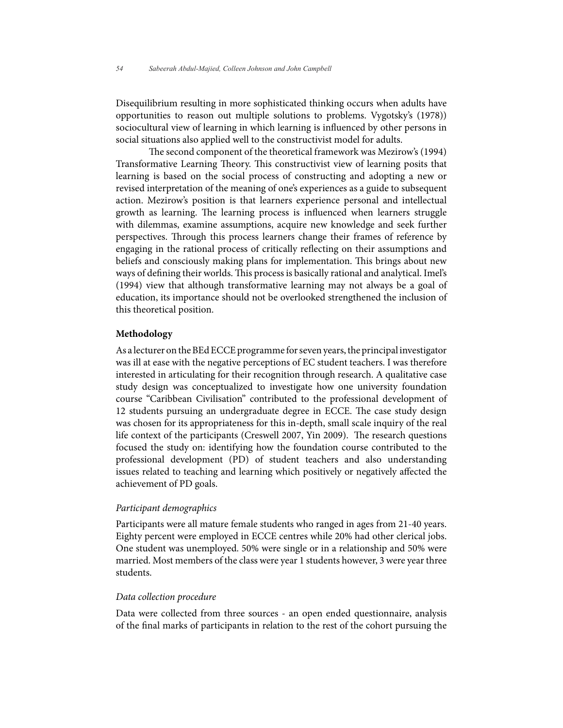Disequilibrium resulting in more sophisticated thinking occurs when adults have opportunities to reason out multiple solutions to problems. Vygotsky's (1978)) sociocultural view of learning in which learning is influenced by other persons in social situations also applied well to the constructivist model for adults.

The second component of the theoretical framework was Mezirow's (1994) Transformative Learning Theory. This constructivist view of learning posits that learning is based on the social process of constructing and adopting a new or revised interpretation of the meaning of one's experiences as a guide to subsequent action. Mezirow's position is that learners experience personal and intellectual growth as learning. The learning process is influenced when learners struggle with dilemmas, examine assumptions, acquire new knowledge and seek further perspectives. Through this process learners change their frames of reference by engaging in the rational process of critically reflecting on their assumptions and beliefs and consciously making plans for implementation. This brings about new ways of defining their worlds. This process is basically rational and analytical. Imel's (1994) view that although transformative learning may not always be a goal of education, its importance should not be overlooked strengthened the inclusion of this theoretical position.

## Methodology

As a lecturer on the BEd ECCE programme for seven years, the principal investigator was ill at ease with the negative perceptions of EC student teachers. I was therefore interested in articulating for their recognition through research. A qualitative case study design was conceptualized to investigate how one university foundation course "Caribbean Civilisation" contributed to the professional development of 12 students pursuing an undergraduate degree in ECCE. The case study design was chosen for its appropriateness for this in-depth, small scale inquiry of the real life context of the participants (Creswell 2007, Yin 2009). The research questions focused the study on: identifying how the foundation course contributed to the professional development (PD) of student teachers and also understanding issues related to teaching and learning which positively or negatively affected the achievement of PD goals.

### *Participant demographics*

Participants were all mature female students who ranged in ages from 21-40 years. Eighty percent were employed in ECCE centres while 20% had other clerical jobs. One student was unemployed. 50% were single or in a relationship and 50% were married. Most members of the class were year 1 students however, 3 were year three students.

### *Data collection procedure*

Data were collected from three sources - an open ended questionnaire, analysis of the final marks of participants in relation to the rest of the cohort pursuing the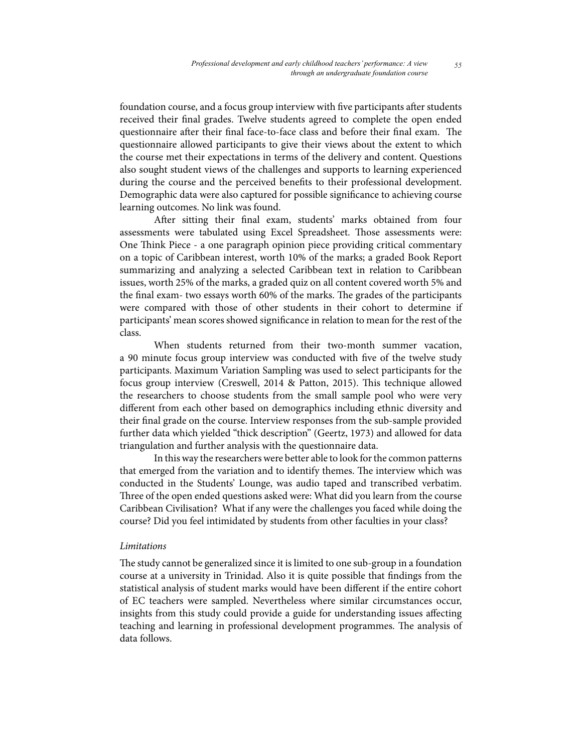foundation course, and a focus group interview with five participants after students received their final grades. Twelve students agreed to complete the open ended questionnaire after their final face-to-face class and before their final exam. The questionnaire allowed participants to give their views about the extent to which the course met their expectations in terms of the delivery and content. Questions also sought student views of the challenges and supports to learning experienced during the course and the perceived benefits to their professional development. Demographic data were also captured for possible significance to achieving course learning outcomes. No link was found.

After sitting their final exam, students' marks obtained from four assessments were tabulated using Excel Spreadsheet. Those assessments were: One Think Piece - a one paragraph opinion piece providing critical commentary on a topic of Caribbean interest, worth 10% of the marks; a graded Book Report summarizing and analyzing a selected Caribbean text in relation to Caribbean issues, worth 25% of the marks, a graded quiz on all content covered worth 5% and the final exam- two essays worth 60% of the marks. The grades of the participants were compared with those of other students in their cohort to determine if participants' mean scores showed significance in relation to mean for the rest of the class.

When students returned from their two-month summer vacation, a 90 minute focus group interview was conducted with five of the twelve study participants. Maximum Variation Sampling was used to select participants for the focus group interview (Creswell, 2014 & Patton, 2015). This technique allowed the researchers to choose students from the small sample pool who were very different from each other based on demographics including ethnic diversity and their final grade on the course. Interview responses from the sub-sample provided further data which yielded "thick description" (Geertz, 1973) and allowed for data triangulation and further analysis with the questionnaire data.

In this way the researchers were better able to look for the common patterns that emerged from the variation and to identify themes. The interview which was conducted in the Students' Lounge, was audio taped and transcribed verbatim. Three of the open ended questions asked were: What did you learn from the course Caribbean Civilisation? What if any were the challenges you faced while doing the course? Did you feel intimidated by students from other faculties in your class?

### *Limitations*

The study cannot be generalized since it is limited to one sub-group in a foundation course at a university in Trinidad. Also it is quite possible that findings from the statistical analysis of student marks would have been different if the entire cohort of EC teachers were sampled. Nevertheless where similar circumstances occur, insights from this study could provide a guide for understanding issues affecting teaching and learning in professional development programmes. The analysis of data follows.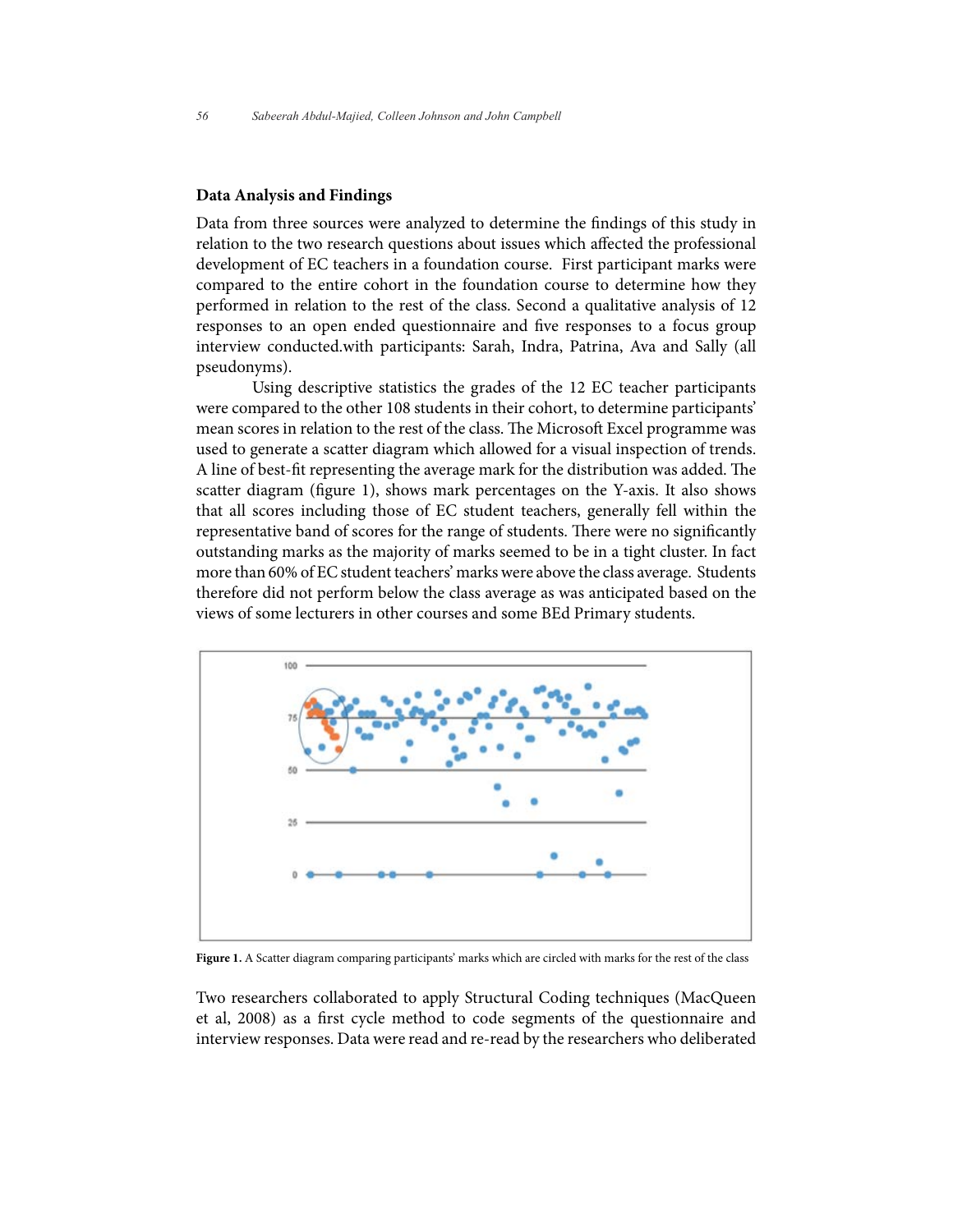## Data Analysis and Findings

Data from three sources were analyzed to determine the findings of this study in relation to the two research questions about issues which affected the professional development of EC teachers in a foundation course. First participant marks were compared to the entire cohort in the foundation course to determine how they performed in relation to the rest of the class. Second a qualitative analysis of 12 responses to an open ended questionnaire and five responses to a focus group interview conducted.with participants: Sarah, Indra, Patrina, Ava and Sally (all pseudonyms).

Using descriptive statistics the grades of the 12 EC teacher participants were compared to the other 108 students in their cohort, to determine participants' mean scores in relation to the rest of the class. The Microsoft Excel programme was used to generate a scatter diagram which allowed for a visual inspection of trends. A line of best-fit representing the average mark for the distribution was added. The scatter diagram (figure 1), shows mark percentages on the Y-axis. It also shows that all scores including those of EC student teachers, generally fell within the representative band of scores for the range of students. There were no significantly outstanding marks as the majority of marks seemed to be in a tight cluster. In fact more than 60% of EC student teachers' marks were above the class average. Students therefore did not perform below the class average as was anticipated based on the views of some lecturers in other courses and some BEd Primary students.

**Figure 1.** A Scatter diagram comparing participants' marks which are circled with marks for the rest of the class

Two researchers collaborated to apply Structural Coding techniques (MacQueen et al, 2008) as a first cycle method to code segments of the questionnaire and interview responses. Data were read and re-read by the researchers who deliberated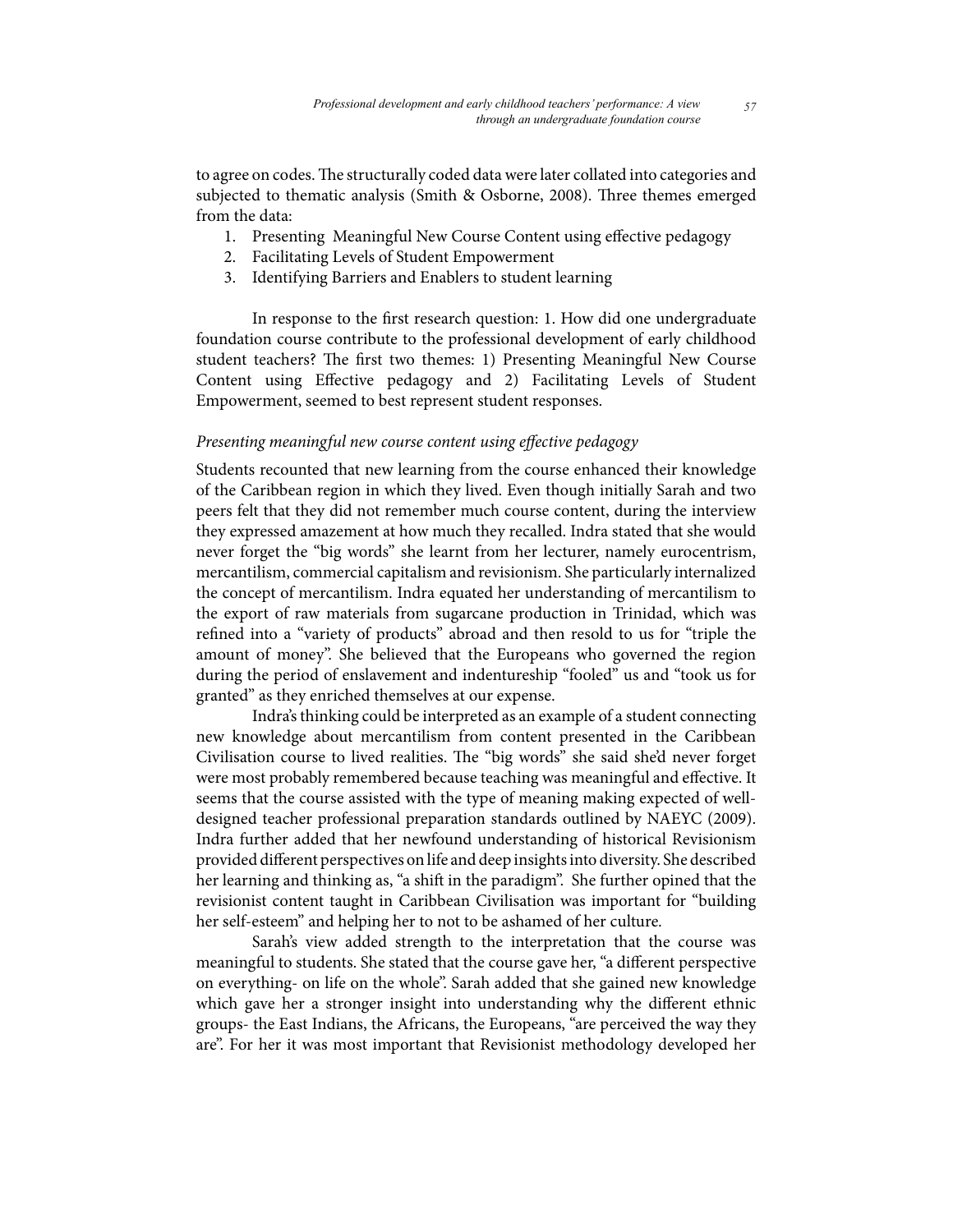to agree on codes. The structurally coded data were later collated into categories and subjected to thematic analysis (Smith & Osborne, 2008). Three themes emerged from the data:

1. Presenting Meaningful New Course Content using effective pedagogy
2. Facilitating Levels of Student Empowerment
3. Identifying Barriers and Enablers to student learning

In response to the first research question: 1. How did one undergraduate foundation course contribute to the professional development of early childhood student teachers? The first two themes: 1) Presenting Meaningful New Course Content using Effective pedagogy and 2) Facilitating Levels of Student Empowerment, seemed to best represent student responses.

*Presenting meaningful new course content using effective pedagogy*

Students recounted that new learning from the course enhanced their knowledge of the Caribbean region in which they lived. Even though initially Sarah and two peers felt that they did not remember much course content, during the interview they expressed amazement at how much they recalled. Indra stated that she would never forget the "big words" she learnt from her lecturer, namely eurocentrism, mercantilism, commercial capitalism and revisionism. She particularly internalized the concept of mercantilism. Indra equated her understanding of mercantilism to the export of raw materials from sugarcane production in Trinidad, which was refined into a "variety of products" abroad and then resold to us for "triple the amount of money". She believed that the Europeans who governed the region during the period of enslavement and indentureship "fooled" us and "took us for granted" as they enriched themselves at our expense.

Indra's thinking could be interpreted as an example of a student connecting new knowledge about mercantilism from content presented in the Caribbean Civilisation course to lived realities. The "big words" she said she'd never forget were most probably remembered because teaching was meaningful and effective. It seems that the course assisted with the type of meaning making expected of well-designed teacher professional preparation standards outlined by NAEYC (2009). Indra further added that her newfound understanding of historical Revisionism provided different perspectives on life and deep insights into diversity. She described her learning and thinking as, "a shift in the paradigm". She further opined that the revisionist content taught in Caribbean Civilisation was important for "building her self-esteem" and helping her to not to be ashamed of her culture.

Sarah's view added strength to the interpretation that the course was meaningful to students. She stated that the course gave her, "a different perspective on everything- on life on the whole". Sarah added that she gained new knowledge which gave her a stronger insight into understanding why the different ethnic groups- the East Indians, the Africans, the Europeans, "are perceived the way they are". For her it was most important that Revisionist methodology developed her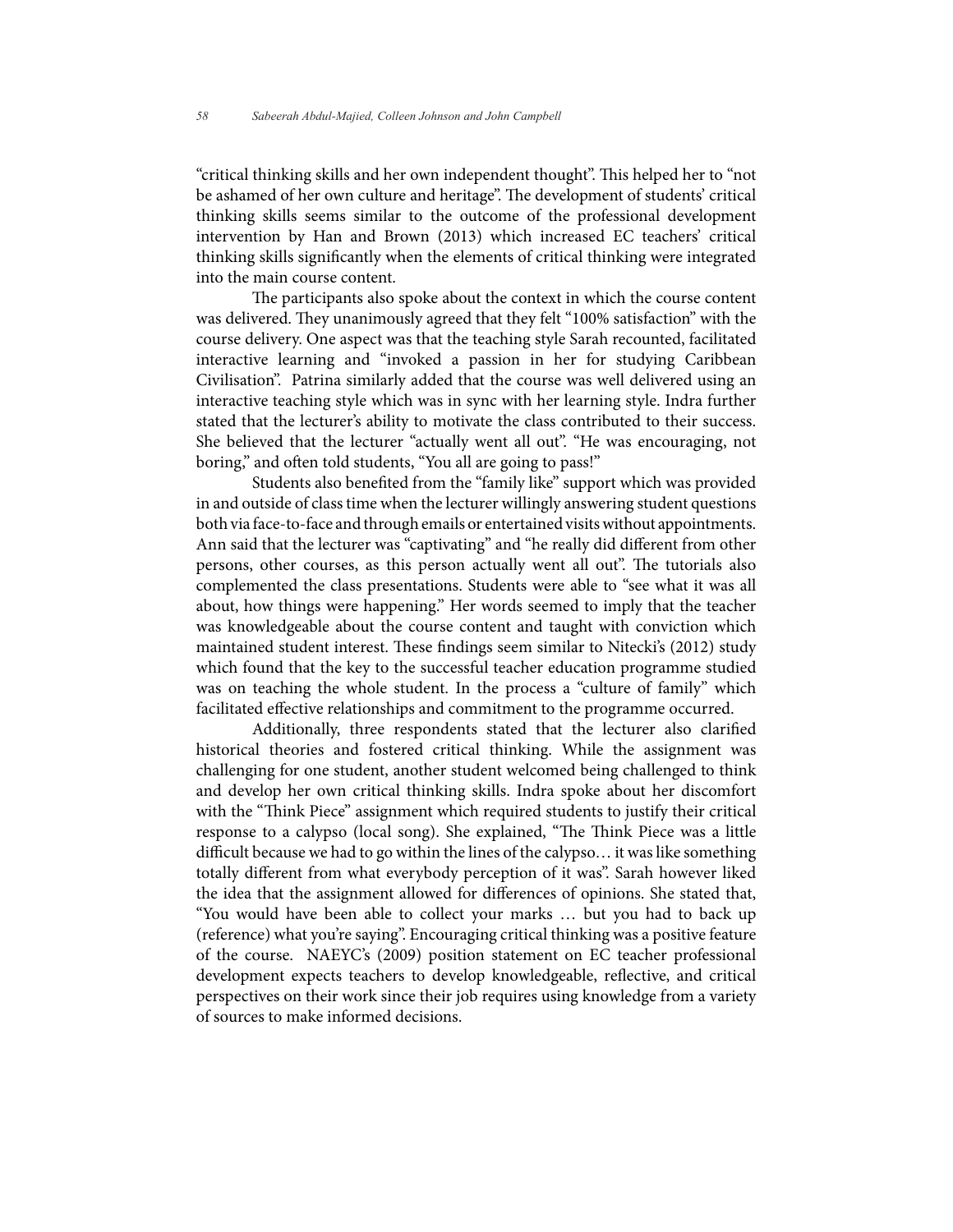"critical thinking skills and her own independent thought". This helped her to "not be ashamed of her own culture and heritage". The development of students' critical thinking skills seems similar to the outcome of the professional development intervention by Han and Brown (2013) which increased EC teachers' critical thinking skills significantly when the elements of critical thinking were integrated into the main course content.

The participants also spoke about the context in which the course content was delivered. They unanimously agreed that they felt "100% satisfaction" with the course delivery. One aspect was that the teaching style Sarah recounted, facilitated interactive learning and "invoked a passion in her for studying Caribbean Civilisation". Patrina similarly added that the course was well delivered using an interactive teaching style which was in sync with her learning style. Indra further stated that the lecturer's ability to motivate the class contributed to their success. She believed that the lecturer "actually went all out". "He was encouraging, not boring," and often told students, "You all are going to pass!"

Students also benefited from the "family like" support which was provided in and outside of class time when the lecturer willingly answering student questions both via face-to-face and through emails or entertained visits without appointments. Ann said that the lecturer was "captivating" and "he really did different from other persons, other courses, as this person actually went all out". The tutorials also complemented the class presentations. Students were able to "see what it was all about, how things were happening." Her words seemed to imply that the teacher was knowledgeable about the course content and taught with conviction which maintained student interest. These findings seem similar to Nitecki's (2012) study which found that the key to the successful teacher education programme studied was on teaching the whole student. In the process a "culture of family" which facilitated effective relationships and commitment to the programme occurred.

Additionally, three respondents stated that the lecturer also clarified historical theories and fostered critical thinking. While the assignment was challenging for one student, another student welcomed being challenged to think and develop her own critical thinking skills. Indra spoke about her discomfort with the "Think Piece" assignment which required students to justify their critical response to a calypso (local song). She explained, "The Think Piece was a little difficult because we had to go within the lines of the calypso… it was like something totally different from what everybody perception of it was". Sarah however liked the idea that the assignment allowed for differences of opinions. She stated that, "You would have been able to collect your marks … but you had to back up (reference) what you're saying". Encouraging critical thinking was a positive feature of the course. NAEYC's (2009) position statement on EC teacher professional development expects teachers to develop knowledgeable, reflective, and critical perspectives on their work since their job requires using knowledge from a variety of sources to make informed decisions.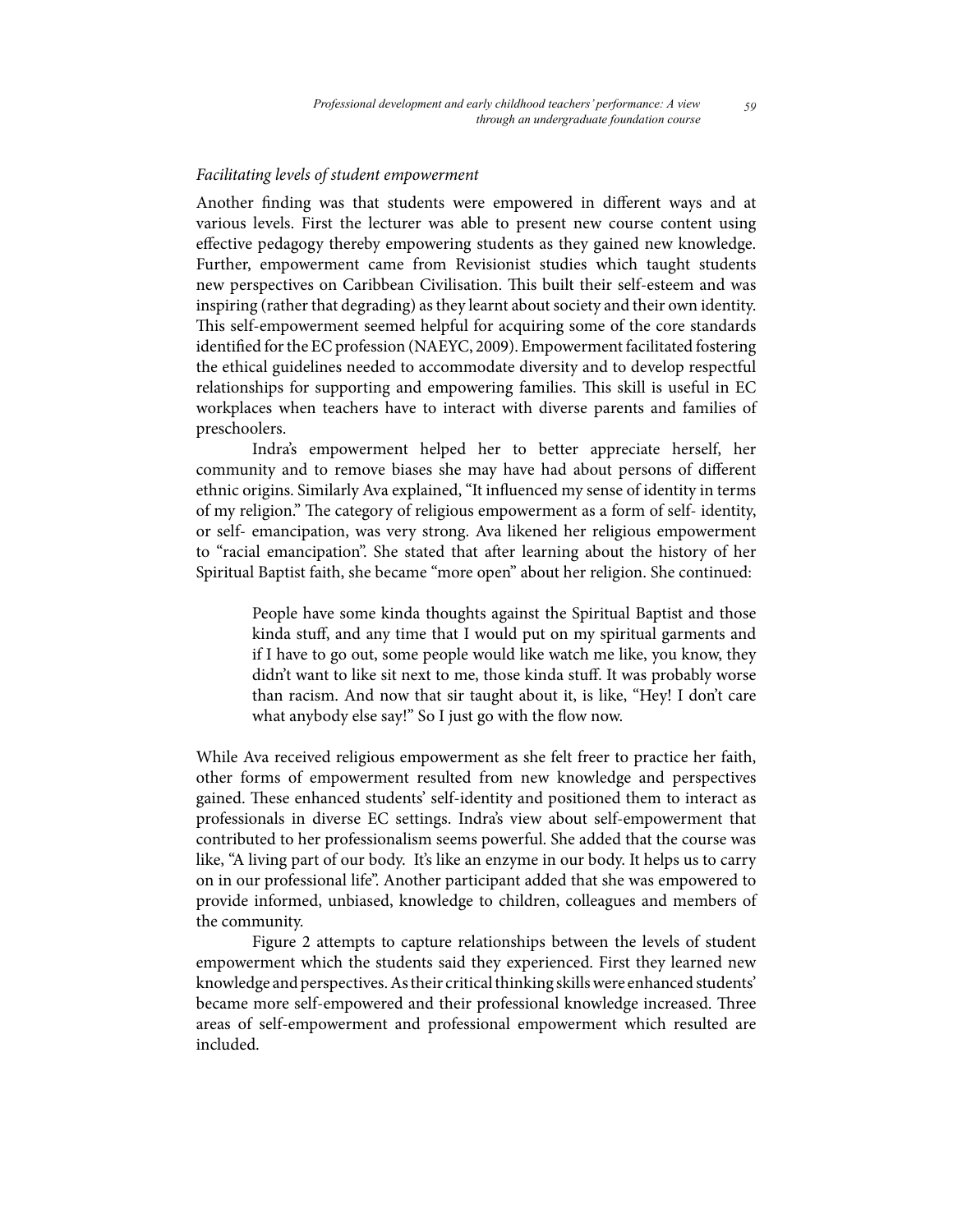*Facilitating levels of student empowerment*

Another finding was that students were empowered in different ways and at various levels. First the lecturer was able to present new course content using effective pedagogy thereby empowering students as they gained new knowledge. Further, empowerment came from Revisionist studies which taught students new perspectives on Caribbean Civilisation. This built their self-esteem and was inspiring (rather that degrading) as they learnt about society and their own identity. This self-empowerment seemed helpful for acquiring some of the core standards identified for the EC profession (NAEYC, 2009). Empowerment facilitated fostering the ethical guidelines needed to accommodate diversity and to develop respectful relationships for supporting and empowering families. This skill is useful in EC workplaces when teachers have to interact with diverse parents and families of preschoolers.

Indra's empowerment helped her to better appreciate herself, her community and to remove biases she may have had about persons of different ethnic origins. Similarly Ava explained, "It influenced my sense of identity in terms of my religion." The category of religious empowerment as a form of self- identity, or self- emancipation, was very strong. Ava likened her religious empowerment to "racial emancipation". She stated that after learning about the history of her Spiritual Baptist faith, she became "more open" about her religion. She continued:

> People have some kinda thoughts against the Spiritual Baptist and those kinda stuff, and any time that I would put on my spiritual garments and if I have to go out, some people would like watch me like, you know, they didn't want to like sit next to me, those kinda stuff. It was probably worse than racism. And now that sir taught about it, is like, "Hey! I don't care what anybody else say!" So I just go with the flow now.

While Ava received religious empowerment as she felt freer to practice her faith, other forms of empowerment resulted from new knowledge and perspectives gained. These enhanced students' self-identity and positioned them to interact as professionals in diverse EC settings. Indra's view about self-empowerment that contributed to her professionalism seems powerful. She added that the course was like, "A living part of our body. It's like an enzyme in our body. It helps us to carry on in our professional life". Another participant added that she was empowered to provide informed, unbiased, knowledge to children, colleagues and members of the community.

Figure 2 attempts to capture relationships between the levels of student empowerment which the students said they experienced. First they learned new knowledge and perspectives. As their critical thinking skills were enhanced students' became more self-empowered and their professional knowledge increased. Three areas of self-empowerment and professional empowerment which resulted are included.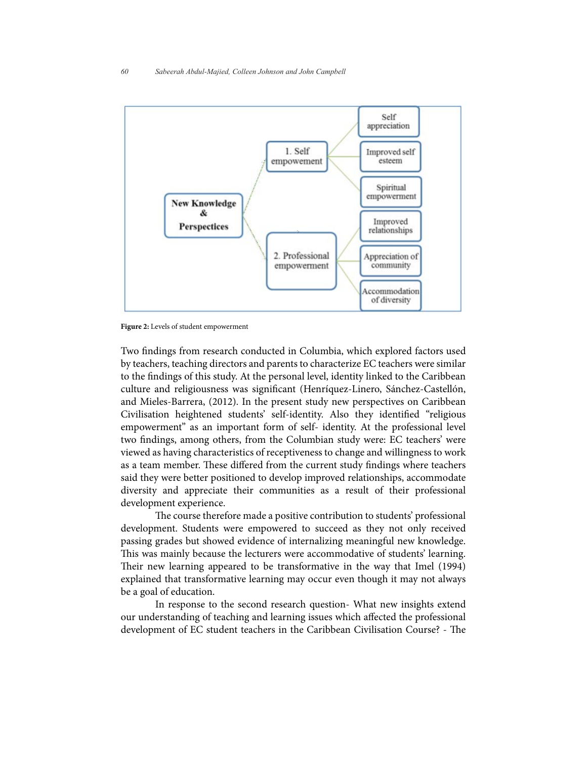- New Knowledge & Perspectices
  - 1. Self empowement
    - Self appreciation
    - Improved self esteem
    - Spiritual empowerment
  - 2. Professional empowerment
    - Improved relationships
    - Appreciation of community
    - Accommodation of diversity

**Figure 2:** Levels of student empowerment

Two findings from research conducted in Columbia, which explored factors used by teachers, teaching directors and parents to characterize EC teachers were similar to the findings of this study. At the personal level, identity linked to the Caribbean culture and religiousness was significant (Henríquez-Linero, Sánchez-Castellón, and Mieles-Barrera, (2012). In the present study new perspectives on Caribbean Civilisation heightened students' self-identity. Also they identified "religious empowerment" as an important form of self- identity. At the professional level two findings, among others, from the Columbian study were: EC teachers' were viewed as having characteristics of receptiveness to change and willingness to work as a team member. These differed from the current study findings where teachers said they were better positioned to develop improved relationships, accommodate diversity and appreciate their communities as a result of their professional development experience.

The course therefore made a positive contribution to students' professional development. Students were empowered to succeed as they not only received passing grades but showed evidence of internalizing meaningful new knowledge. This was mainly because the lecturers were accommodative of students' learning. Their new learning appeared to be transformative in the way that Imel (1994) explained that transformative learning may occur even though it may not always be a goal of education.

In response to the second research question- What new insights extend our understanding of teaching and learning issues which affected the professional development of EC student teachers in the Caribbean Civilisation Course? - The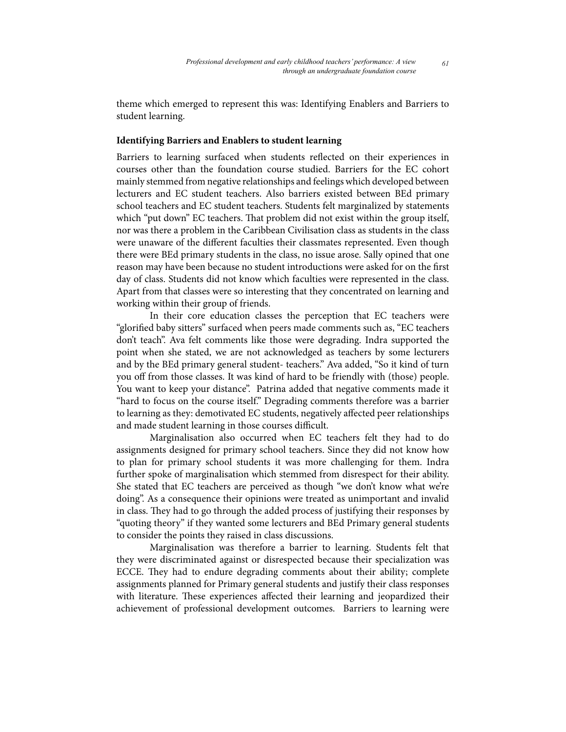theme which emerged to represent this was: Identifying Enablers and Barriers to student learning.

**Identifying Barriers and Enablers to student learning**

Barriers to learning surfaced when students reflected on their experiences in courses other than the foundation course studied. Barriers for the EC cohort mainly stemmed from negative relationships and feelings which developed between lecturers and EC student teachers. Also barriers existed between BEd primary school teachers and EC student teachers. Students felt marginalized by statements which "put down" EC teachers. That problem did not exist within the group itself, nor was there a problem in the Caribbean Civilisation class as students in the class were unaware of the different faculties their classmates represented. Even though there were BEd primary students in the class, no issue arose. Sally opined that one reason may have been because no student introductions were asked for on the first day of class. Students did not know which faculties were represented in the class. Apart from that classes were so interesting that they concentrated on learning and working within their group of friends.

In their core education classes the perception that EC teachers were "glorified baby sitters" surfaced when peers made comments such as, "EC teachers don't teach". Ava felt comments like those were degrading. Indra supported the point when she stated, we are not acknowledged as teachers by some lecturers and by the BEd primary general student- teachers." Ava added, "So it kind of turn you off from those classes. It was kind of hard to be friendly with (those) people. You want to keep your distance". Patrina added that negative comments made it "hard to focus on the course itself." Degrading comments therefore was a barrier to learning as they: demotivated EC students, negatively affected peer relationships and made student learning in those courses difficult.

Marginalisation also occurred when EC teachers felt they had to do assignments designed for primary school teachers. Since they did not know how to plan for primary school students it was more challenging for them. Indra further spoke of marginalisation which stemmed from disrespect for their ability. She stated that EC teachers are perceived as though "we don't know what we're doing". As a consequence their opinions were treated as unimportant and invalid in class. They had to go through the added process of justifying their responses by "quoting theory" if they wanted some lecturers and BEd Primary general students to consider the points they raised in class discussions.

Marginalisation was therefore a barrier to learning. Students felt that they were discriminated against or disrespected because their specialization was ECCE. They had to endure degrading comments about their ability; complete assignments planned for Primary general students and justify their class responses with literature. These experiences affected their learning and jeopardized their achievement of professional development outcomes. Barriers to learning were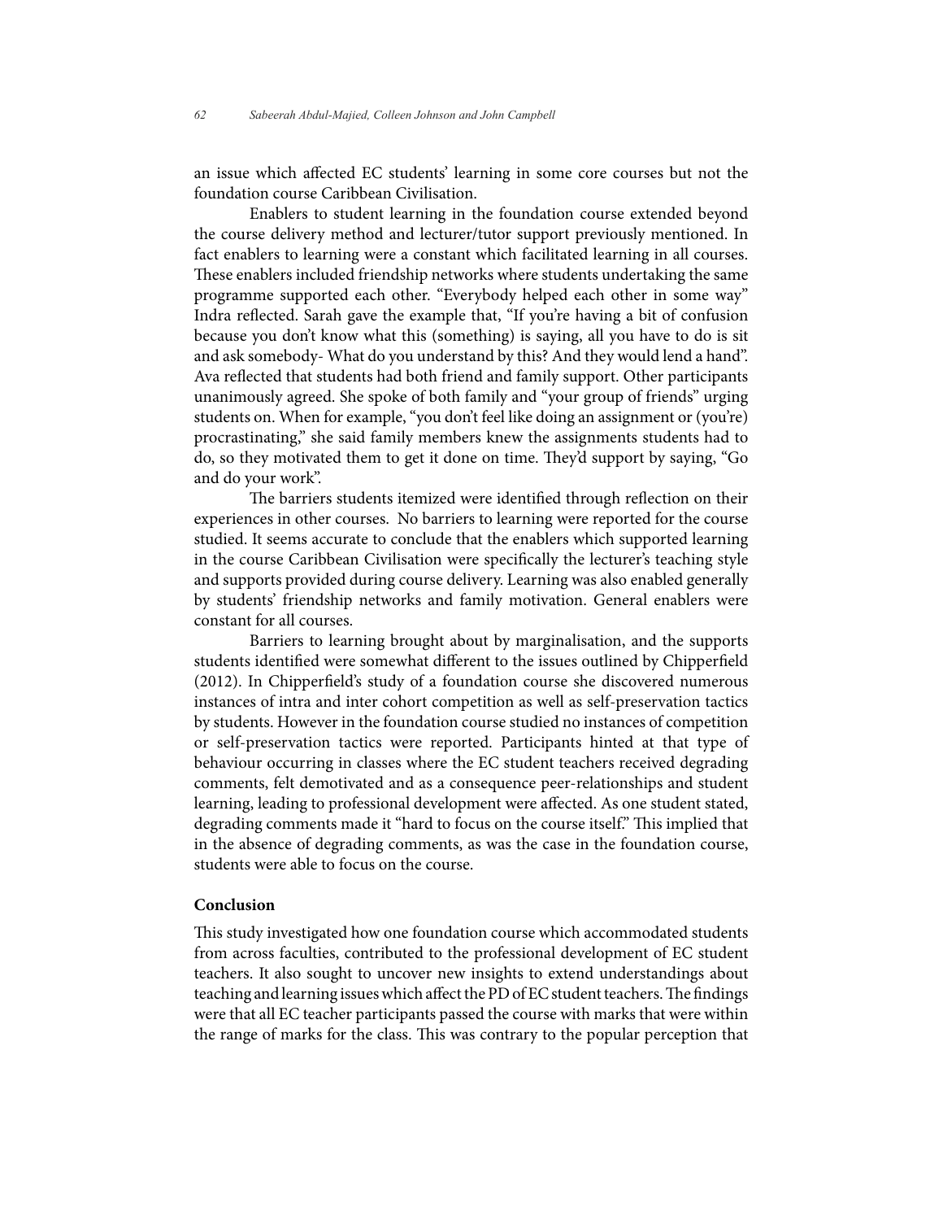an issue which affected EC students' learning in some core courses but not the foundation course Caribbean Civilisation.

Enablers to student learning in the foundation course extended beyond the course delivery method and lecturer/tutor support previously mentioned. In fact enablers to learning were a constant which facilitated learning in all courses. These enablers included friendship networks where students undertaking the same programme supported each other. "Everybody helped each other in some way" Indra reflected. Sarah gave the example that, "If you're having a bit of confusion because you don't know what this (something) is saying, all you have to do is sit and ask somebody- What do you understand by this? And they would lend a hand". Ava reflected that students had both friend and family support. Other participants unanimously agreed. She spoke of both family and "your group of friends" urging students on. When for example, "you don't feel like doing an assignment or (you're) procrastinating," she said family members knew the assignments students had to do, so they motivated them to get it done on time. They'd support by saying, "Go and do your work".

The barriers students itemized were identified through reflection on their experiences in other courses. No barriers to learning were reported for the course studied. It seems accurate to conclude that the enablers which supported learning in the course Caribbean Civilisation were specifically the lecturer's teaching style and supports provided during course delivery. Learning was also enabled generally by students' friendship networks and family motivation. General enablers were constant for all courses.

Barriers to learning brought about by marginalisation, and the supports students identified were somewhat different to the issues outlined by Chipperfield (2012). In Chipperfield's study of a foundation course she discovered numerous instances of intra and inter cohort competition as well as self-preservation tactics by students. However in the foundation course studied no instances of competition or self-preservation tactics were reported. Participants hinted at that type of behaviour occurring in classes where the EC student teachers received degrading comments, felt demotivated and as a consequence peer-relationships and student learning, leading to professional development were affected. As one student stated, degrading comments made it "hard to focus on the course itself." This implied that in the absence of degrading comments, as was the case in the foundation course, students were able to focus on the course.

## Conclusion

This study investigated how one foundation course which accommodated students from across faculties, contributed to the professional development of EC student teachers. It also sought to uncover new insights to extend understandings about teaching and learning issues which affect the PD of EC student teachers. The findings were that all EC teacher participants passed the course with marks that were within the range of marks for the class. This was contrary to the popular perception that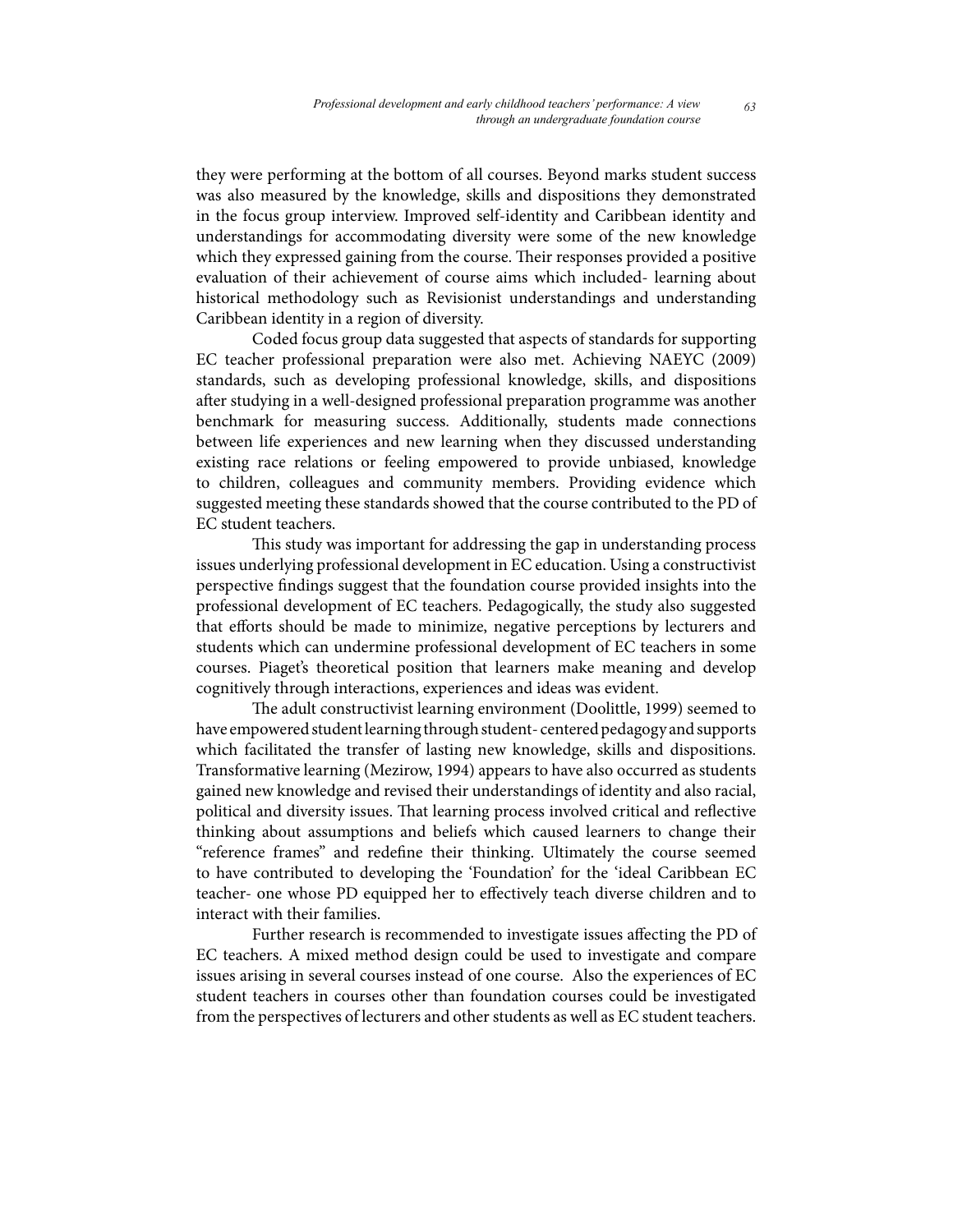they were performing at the bottom of all courses. Beyond marks student success was also measured by the knowledge, skills and dispositions they demonstrated in the focus group interview. Improved self-identity and Caribbean identity and understandings for accommodating diversity were some of the new knowledge which they expressed gaining from the course. Their responses provided a positive evaluation of their achievement of course aims which included- learning about historical methodology such as Revisionist understandings and understanding Caribbean identity in a region of diversity.

Coded focus group data suggested that aspects of standards for supporting EC teacher professional preparation were also met. Achieving NAEYC (2009) standards, such as developing professional knowledge, skills, and dispositions after studying in a well-designed professional preparation programme was another benchmark for measuring success. Additionally, students made connections between life experiences and new learning when they discussed understanding existing race relations or feeling empowered to provide unbiased, knowledge to children, colleagues and community members. Providing evidence which suggested meeting these standards showed that the course contributed to the PD of EC student teachers.

This study was important for addressing the gap in understanding process issues underlying professional development in EC education. Using a constructivist perspective findings suggest that the foundation course provided insights into the professional development of EC teachers. Pedagogically, the study also suggested that efforts should be made to minimize, negative perceptions by lecturers and students which can undermine professional development of EC teachers in some courses. Piaget's theoretical position that learners make meaning and develop cognitively through interactions, experiences and ideas was evident.

The adult constructivist learning environment (Doolittle, 1999) seemed to have empowered student learning through student- centered pedagogy and supports which facilitated the transfer of lasting new knowledge, skills and dispositions. Transformative learning (Mezirow, 1994) appears to have also occurred as students gained new knowledge and revised their understandings of identity and also racial, political and diversity issues. That learning process involved critical and reflective thinking about assumptions and beliefs which caused learners to change their "reference frames" and redefine their thinking. Ultimately the course seemed to have contributed to developing the 'Foundation' for the 'ideal Caribbean EC teacher- one whose PD equipped her to effectively teach diverse children and to interact with their families.

Further research is recommended to investigate issues affecting the PD of EC teachers. A mixed method design could be used to investigate and compare issues arising in several courses instead of one course. Also the experiences of EC student teachers in courses other than foundation courses could be investigated from the perspectives of lecturers and other students as well as EC student teachers.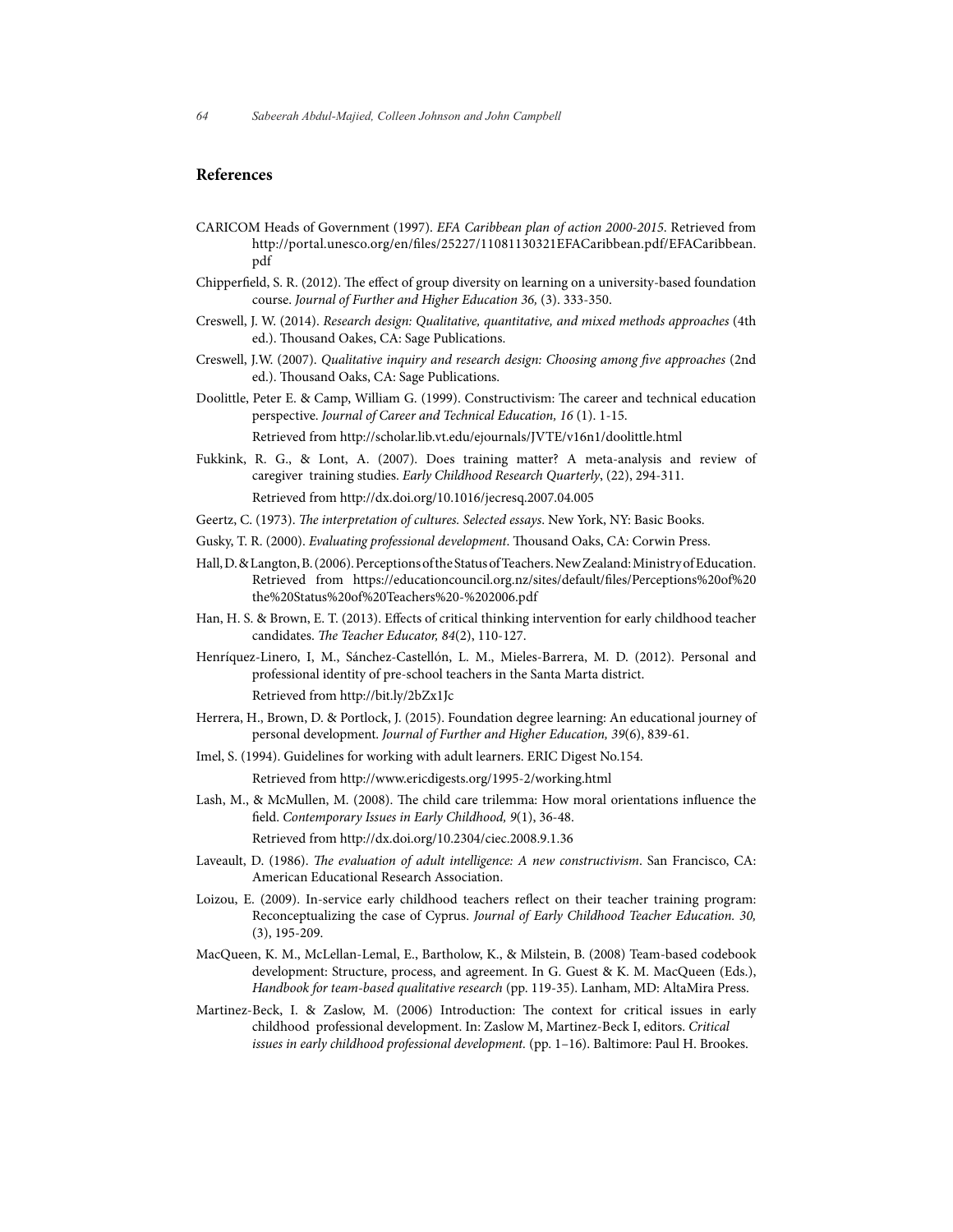## References

CARICOM Heads of Government (1997). *EFA Caribbean plan of action 2000-2015.* Retrieved from http://portal.unesco.org/en/files/25227/11081130321EFACaribbean.pdf/EFACaribbean.pdf

Chipperfield, S. R. (2012). The effect of group diversity on learning on a university-based foundation course. *Journal of Further and Higher Education 36,* (3). 333-350.

Creswell, J. W. (2014). *Research design: Qualitative, quantitative, and mixed methods approaches* (4th ed.). Thousand Oakes, CA: Sage Publications.

Creswell, J.W. (2007). *Qualitative inquiry and research design: Choosing among five approaches* (2nd ed.). Thousand Oaks, CA: Sage Publications.

Doolittle, Peter E. & Camp, William G. (1999). Constructivism: The career and technical education perspective. *Journal of Career and Technical Education, 16* (1). 1-15. Retrieved from http://scholar.lib.vt.edu/ejournals/JVTE/v16n1/doolittle.html

Fukkink, R. G., & Lont, A. (2007). Does training matter? A meta-analysis and review of caregiver training studies. *Early Childhood Research Quarterly*, (22), 294-311. Retrieved from http://dx.doi.org/10.1016/jecresq.2007.04.005

Geertz, C. (1973). *The interpretation of cultures. Selected essays*. New York, NY: Basic Books.

Gusky, T. R. (2000). *Evaluating professional development*. Thousand Oaks, CA: Corwin Press.

Hall, D. & Langton, B. (2006). Perceptions of the Status of Teachers. New Zealand: Ministry of Education. Retrieved from https://educationcouncil.org.nz/sites/default/files/Perceptions%20of%20the%20Status%20of%20Teachers%20-%202006.pdf

Han, H. S. & Brown, E. T. (2013). Effects of critical thinking intervention for early childhood teacher candidates. *The Teacher Educator, 84*(2), 110-127.

Henríquez-Linero, I, M., Sánchez-Castellón, L. M., Mieles-Barrera, M. D. (2012). Personal and professional identity of pre-school teachers in the Santa Marta district. Retrieved from http://bit.ly/2bZx1Jc

Herrera, H., Brown, D. & Portlock, J. (2015). Foundation degree learning: An educational journey of personal development. *Journal of Further and Higher Education, 39*(6), 839-61.

Imel, S. (1994). Guidelines for working with adult learners. ERIC Digest No.154. Retrieved from http://www.ericdigests.org/1995-2/working.html

Lash, M., & McMullen, M. (2008). The child care trilemma: How moral orientations influence the field. *Contemporary Issues in Early Childhood, 9*(1), 36-48. Retrieved from http://dx.doi.org/10.2304/ciec.2008.9.1.36

Laveault, D. (1986). *The evaluation of adult intelligence: A new constructivism*. San Francisco, CA: American Educational Research Association.

Loizou, E. (2009). In-service early childhood teachers reflect on their teacher training program: Reconceptualizing the case of Cyprus. *Journal of Early Childhood Teacher Education. 30,* (3), 195-209.

MacQueen, K. M., McLellan-Lemal, E., Bartholow, K., & Milstein, B. (2008) Team-based codebook development: Structure, process, and agreement. In G. Guest & K. M. MacQueen (Eds.), *Handbook for team-based qualitative research* (pp. 119-35). Lanham, MD: AltaMira Press.

Martinez-Beck, I. & Zaslow, M. (2006) Introduction: The context for critical issues in early childhood professional development. In: Zaslow M, Martinez-Beck I, editors. *Critical issues in early childhood professional development.* (pp. 1–16). Baltimore: Paul H. Brookes.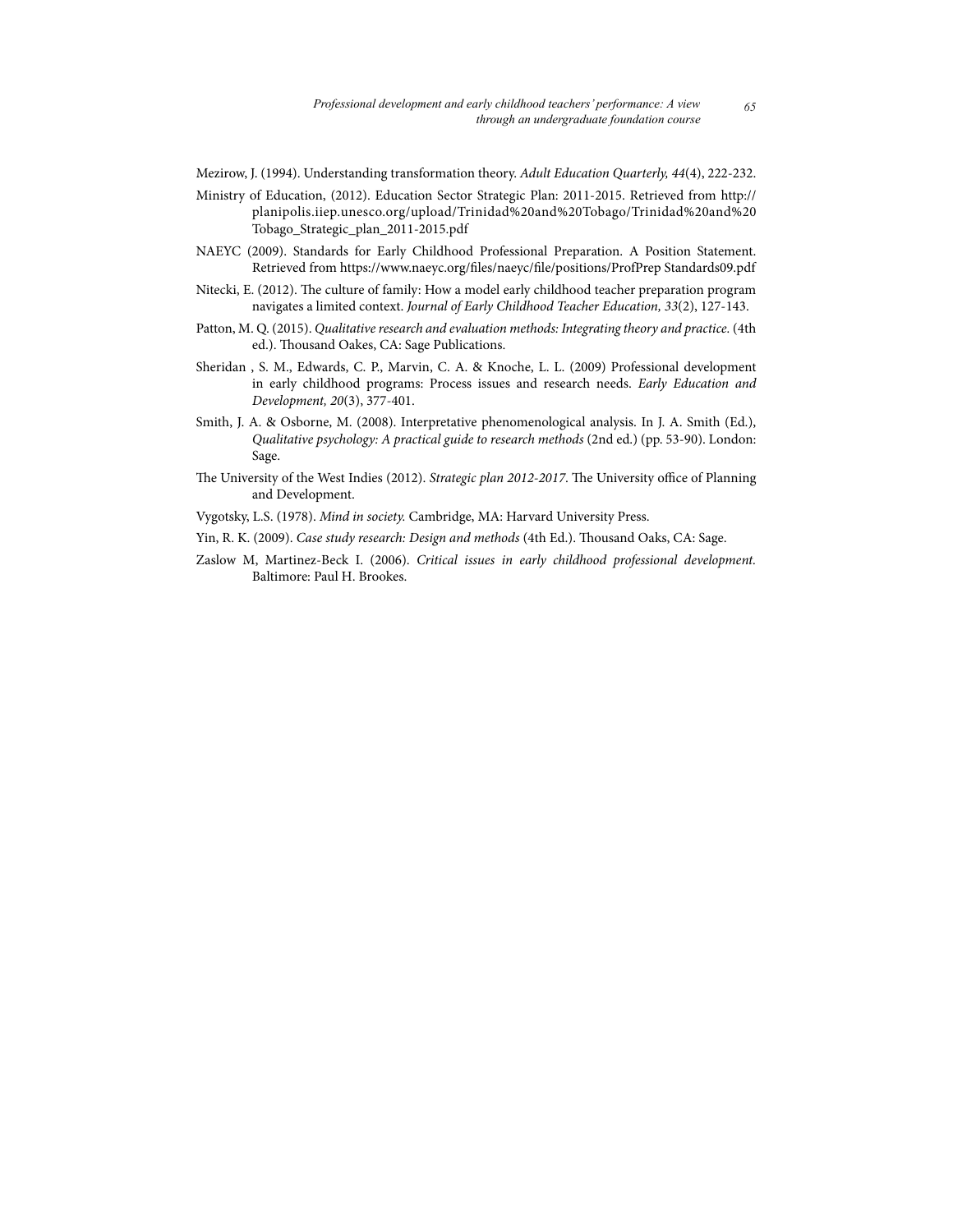Mezirow, J. (1994). Understanding transformation theory. *Adult Education Quarterly, 44*(4), 222-232.

Ministry of Education, (2012). Education Sector Strategic Plan: 2011-2015. Retrieved from http://planipolis.iiep.unesco.org/upload/Trinidad%20and%20Tobago/Trinidad%20and%20Tobago_Strategic_plan_2011-2015.pdf

NAEYC (2009). Standards for Early Childhood Professional Preparation. A Position Statement. Retrieved from https://www.naeyc.org/files/naeyc/file/positions/ProfPrep Standards09.pdf

Nitecki, E. (2012). The culture of family: How a model early childhood teacher preparation program navigates a limited context. *Journal of Early Childhood Teacher Education, 33*(2), 127-143.

Patton, M. Q. (2015). *Qualitative research and evaluation methods: Integrating theory and practice.* (4th ed.). Thousand Oakes, CA: Sage Publications.

Sheridan , S. M., Edwards, C. P., Marvin, C. A. & Knoche, L. L. (2009) Professional development in early childhood programs: Process issues and research needs. *Early Education and Development, 20*(3), 377-401.

Smith, J. A. & Osborne, M. (2008). Interpretative phenomenological analysis. In J. A. Smith (Ed.), *Qualitative psychology: A practical guide to research methods* (2nd ed.) (pp. 53-90). London: Sage.

The University of the West Indies (2012). *Strategic plan 2012-2017*. The University office of Planning and Development.

Vygotsky, L.S. (1978). *Mind in society.* Cambridge, MA: Harvard University Press.

Yin, R. K. (2009). *Case study research: Design and methods* (4th Ed.). Thousand Oaks, CA: Sage.

Zaslow M, Martinez-Beck I. (2006). *Critical issues in early childhood professional development.* Baltimore: Paul H. Brookes.